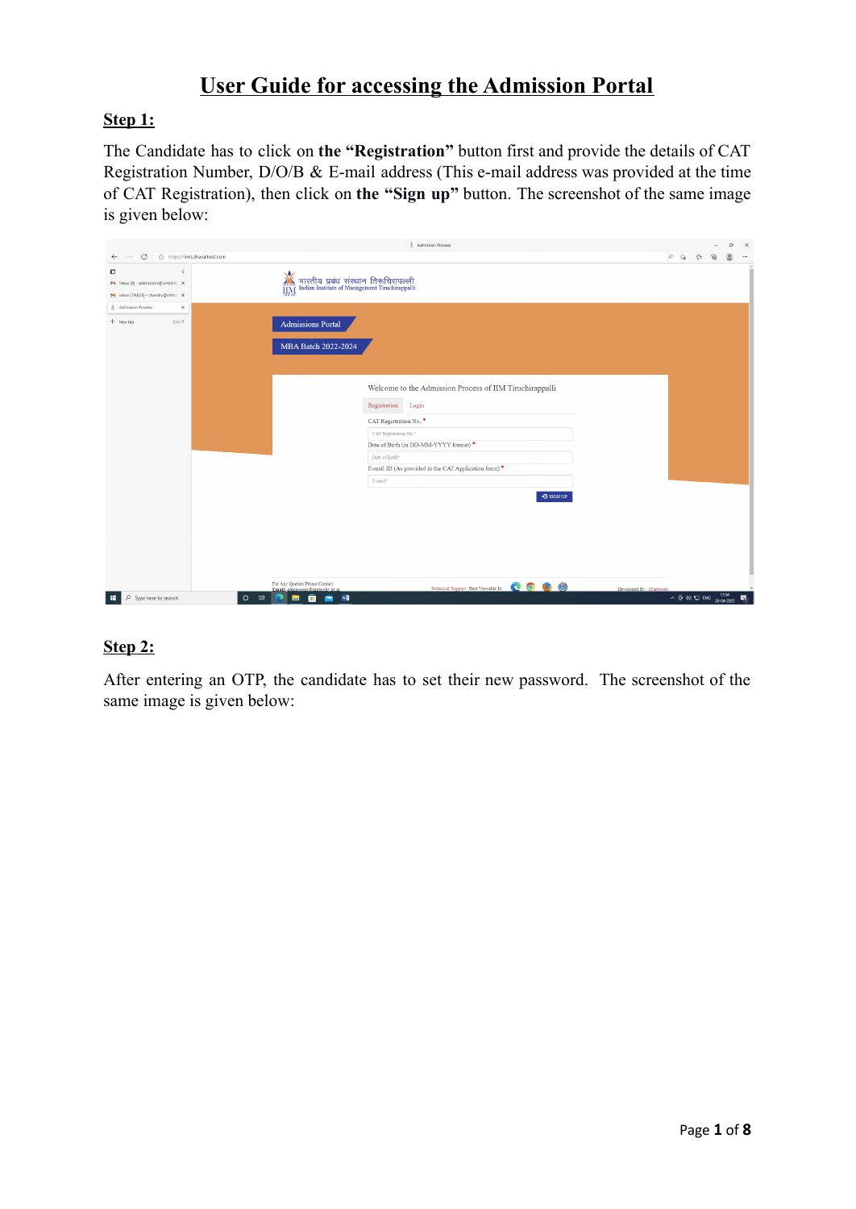# User Guide for accessing the Admission Portal

## Step 1:

The Candidate has to click on **the "Registration"** button first and provide the details of CAT Registration Number, D/O/B & E-mail address (This e-mail address was provided at the time of CAT Registration), then click on **the "Sign up"** button. The screenshot of the same image is given below:

## Step 2:

After entering an OTP, the candidate has to set their new password. The screenshot of the same image is given below: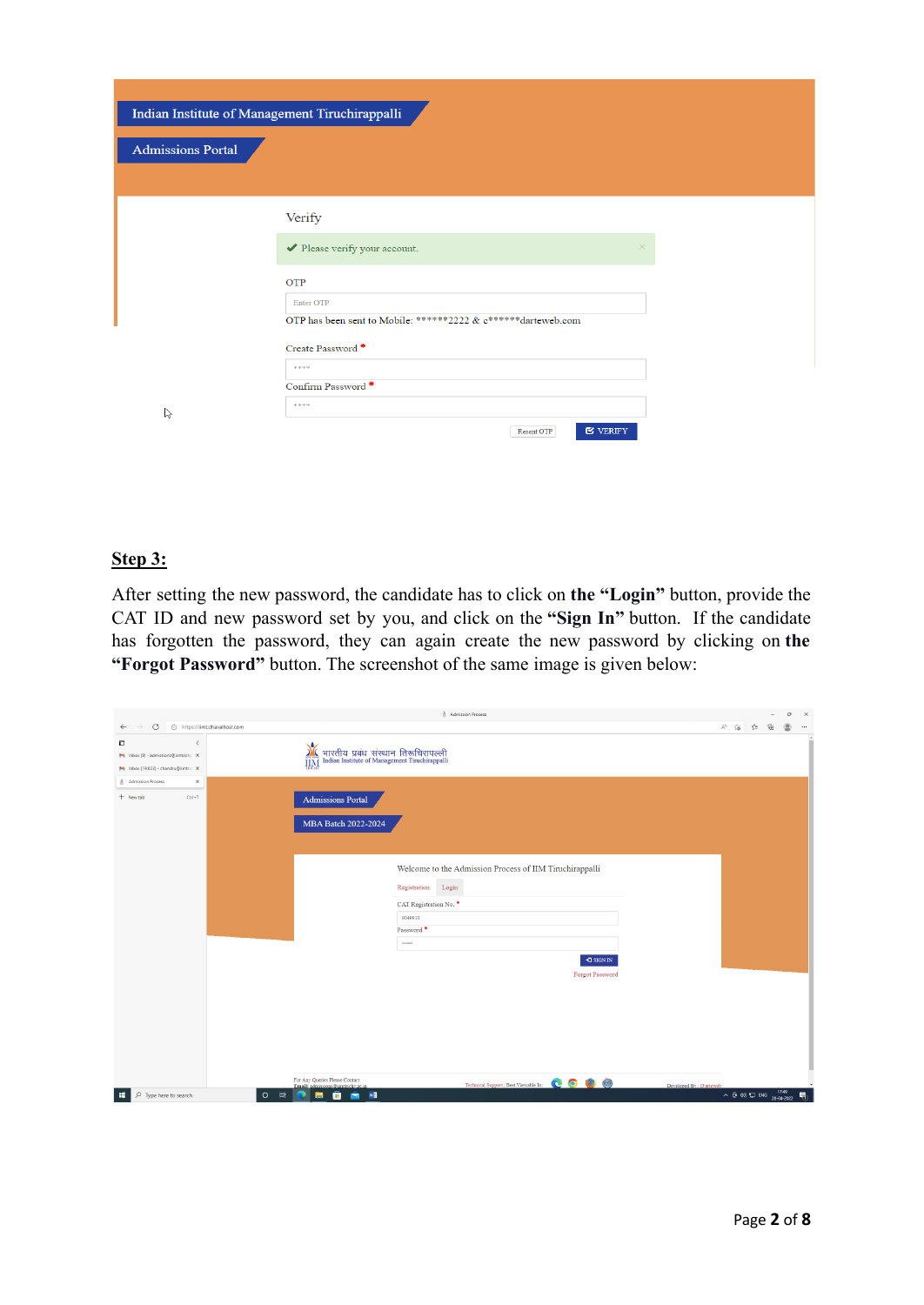Indian Institute of Management Tiruchirappalli

Admissions Portal

Verify

✔ Please verify your account.

OTP

Enter OTP

OTP has been sent to Mobile: ******2222 & c******darteweb.com

Create Password *

Confirm Password *

Resent OTP    VERIFY

## Step 3:

After setting the new password, the candidate has to click on **the "Login"** button, provide the CAT ID and new password set by you, and click on the **"Sign In"** button. If the candidate has forgotten the password, they can again create the new password by clicking on **the "Forgot Password"** button. The screenshot of the same image is given below:

भारतीय प्रबंध संस्थान तिरुचिरापल्ली
Indian Institute of Management Tiruchirappalli

Admissions Portal

MBA Batch 2022-2024

Welcome to the Admission Process of IIM Tiruchirappalli

Registration    Login

CAT Registration No. *

Password *

SIGN IN

Forgot Password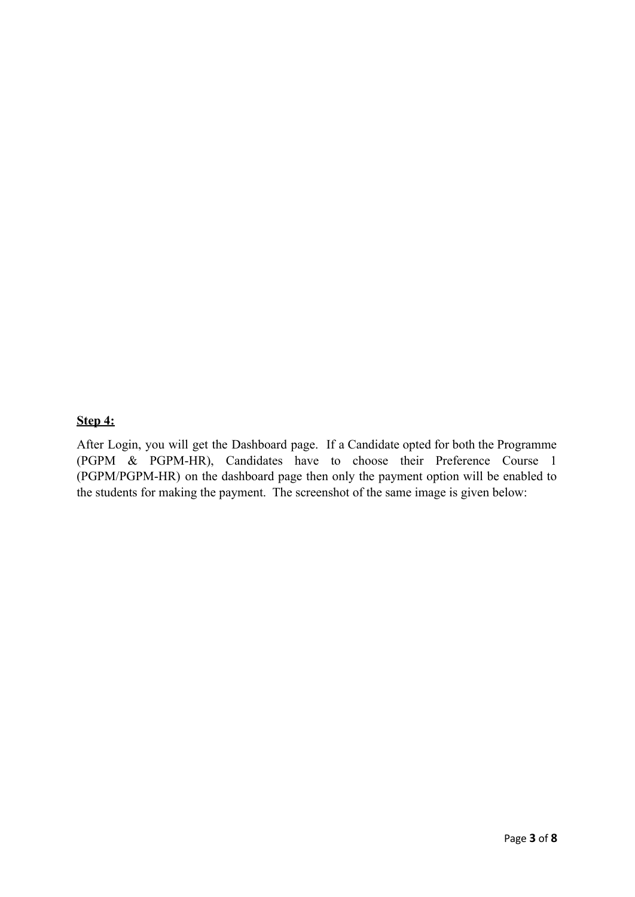**Step 4:**

After Login, you will get the Dashboard page. If a Candidate opted for both the Programme (PGPM & PGPM-HR), Candidates have to choose their Preference Course 1 (PGPM/PGPM-HR) on the dashboard page then only the payment option will be enabled to the students for making the payment. The screenshot of the same image is given below: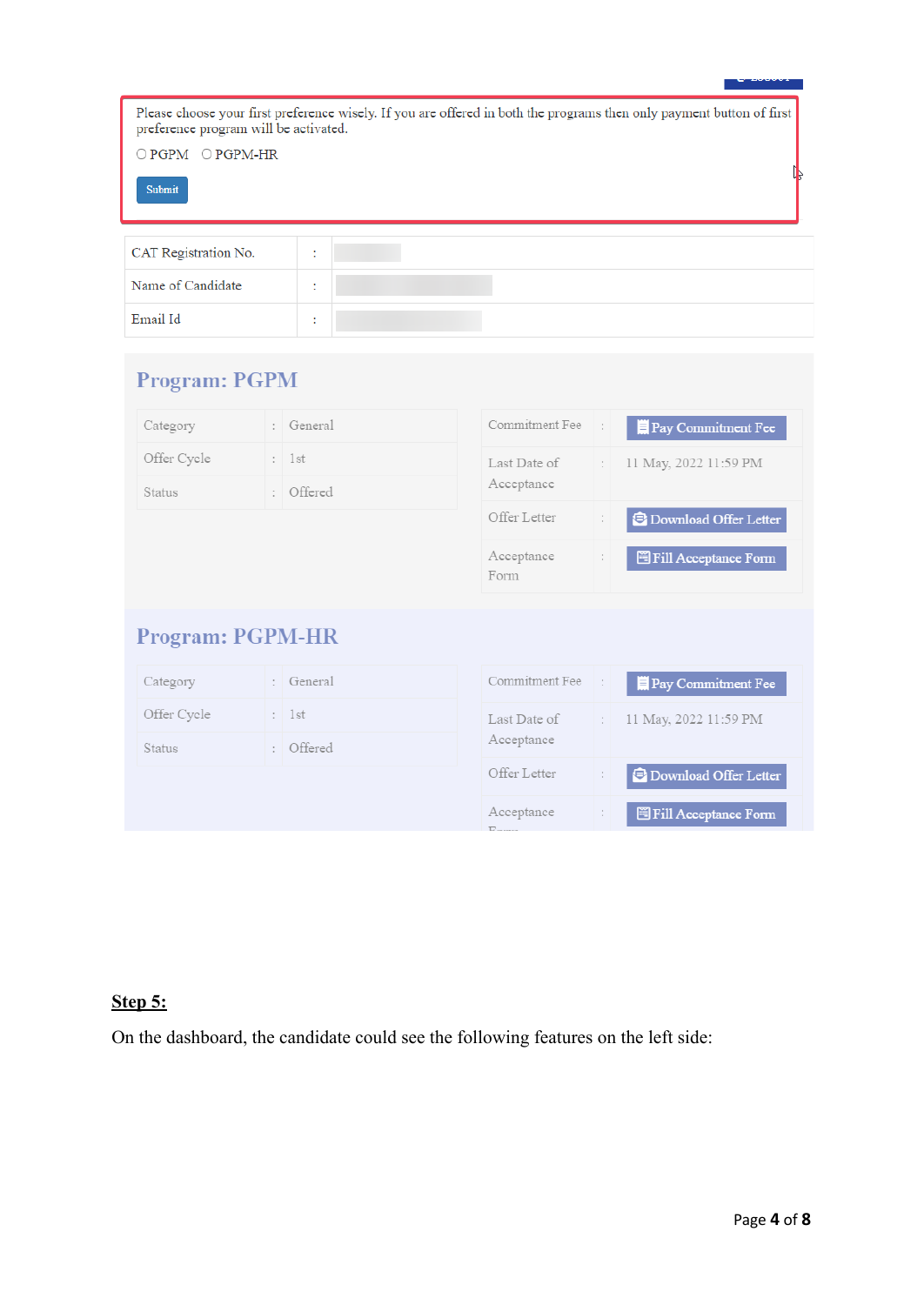Please choose your first preference wisely. If you are offered in both the programs then only payment button of first preference program will be activated.

○ PGPM ○ PGPM-HR

Submit

| CAT Registration No. | : | |
|---|---|---|
| Name of Candidate | : | |
| Email Id | : | |

## Program: PGPM

| Category | : | General |
|---|---|---|
| Offer Cycle | : | 1st |
| Status | : | Offered |

| Commitment Fee | : | Pay Commitment Fee |
|---|---|---|
| Last Date of Acceptance | : | 11 May, 2022 11:59 PM |
| Offer Letter | : | Download Offer Letter |
| Acceptance Form | : | Fill Acceptance Form |

## Program: PGPM-HR

| Category | : | General |
|---|---|---|
| Offer Cycle | : | 1st |
| Status | : | Offered |

| Commitment Fee | : | Pay Commitment Fee |
|---|---|---|
| Last Date of Acceptance | : | 11 May, 2022 11:59 PM |
| Offer Letter | : | Download Offer Letter |
| Acceptance Form | : | Fill Acceptance Form |

**Step 5:**

On the dashboard, the candidate could see the following features on the left side: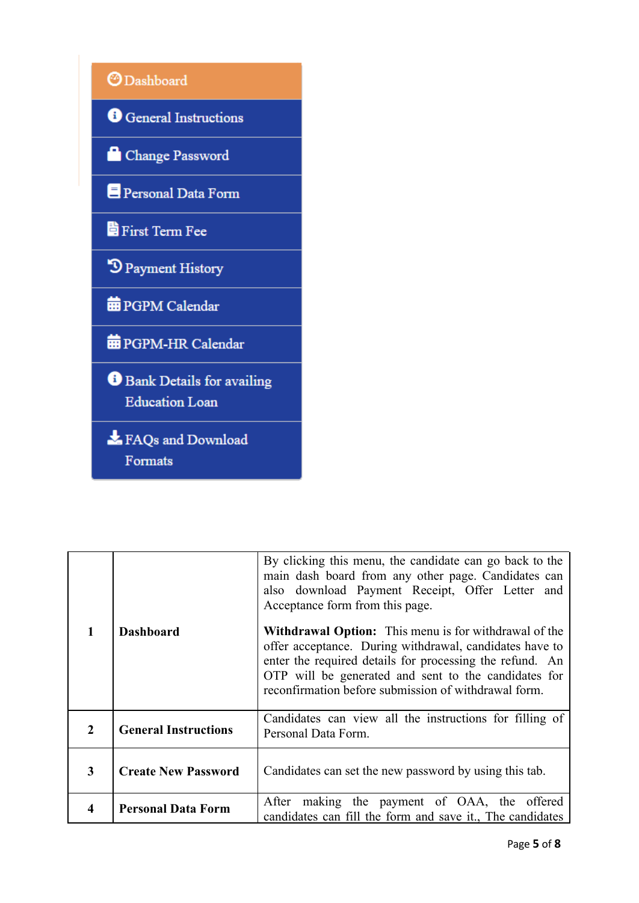- Dashboard
- General Instructions
- Change Password
- Personal Data Form
- First Term Fee
- Payment History
- PGPM Calendar
- PGPM-HR Calendar
- Bank Details for availing Education Loan
- FAQs and Download Formats

| | | |
|---|---|---|
| 1 | **Dashboard** | By clicking this menu, the candidate can go back to the main dash board from any other page. Candidates can also download Payment Receipt, Offer Letter and Acceptance form from this page.<br><br>**Withdrawal Option:** This menu is for withdrawal of the offer acceptance. During withdrawal, candidates have to enter the required details for processing the refund. An OTP will be generated and sent to the candidates for reconfirmation before submission of withdrawal form. |
| 2 | **General Instructions** | Candidates can view all the instructions for filling of Personal Data Form. |
| 3 | **Create New Password** | Candidates can set the new password by using this tab. |
| 4 | **Personal Data Form** | After making the payment of OAA, the offered candidates can fill the form and save it., The candidates |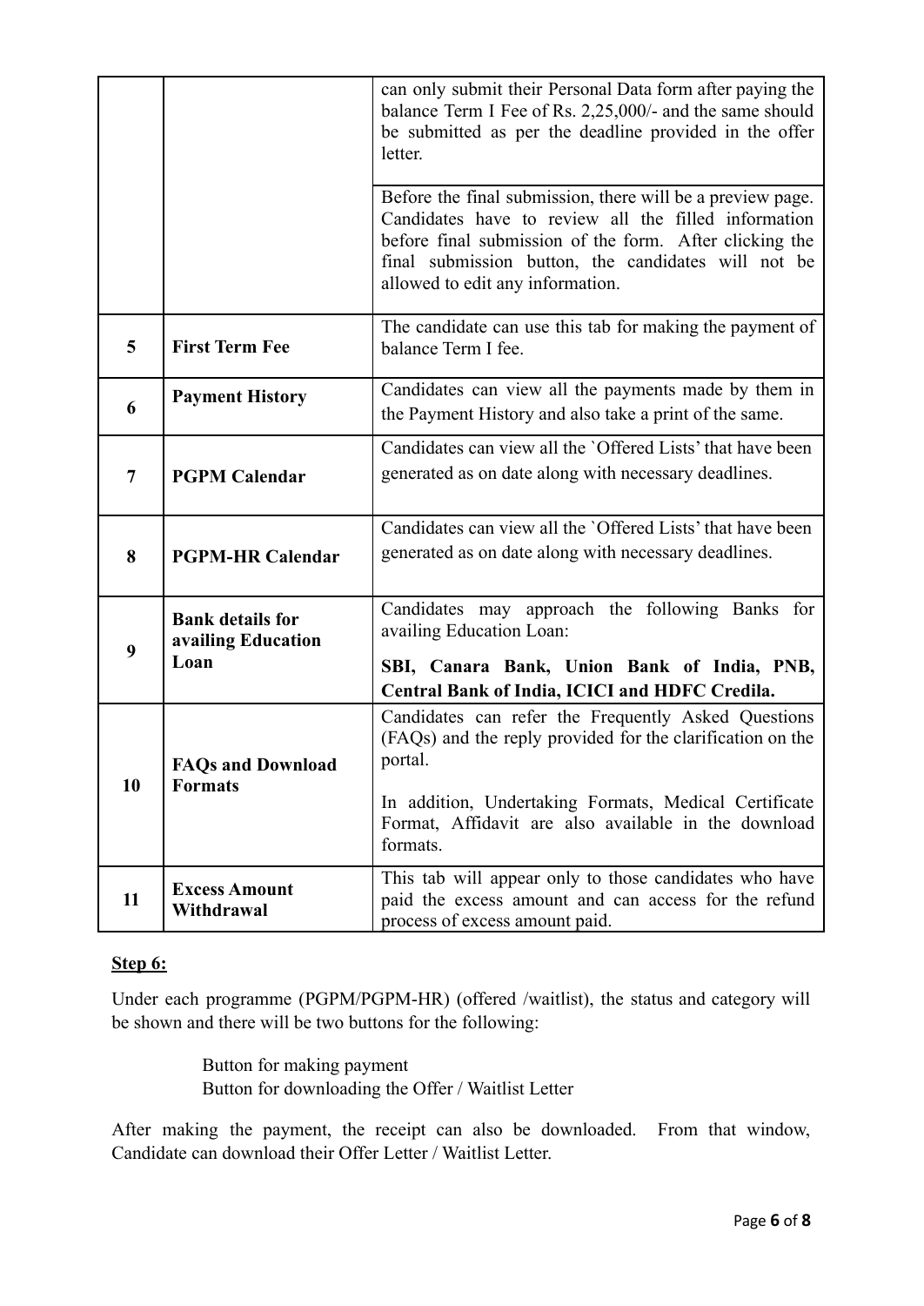| | | |
|---|---|---|
| | | can only submit their Personal Data form after paying the balance Term I Fee of Rs. 2,25,000/- and the same should be submitted as per the deadline provided in the offer letter.<br><br>Before the final submission, there will be a preview page. Candidates have to review all the filled information before final submission of the form. After clicking the final submission button, the candidates will not be allowed to edit any information. |
| **5** | **First Term Fee** | The candidate can use this tab for making the payment of balance Term I fee. |
| **6** | **Payment History** | Candidates can view all the payments made by them in the Payment History and also take a print of the same. |
| **7** | **PGPM Calendar** | Candidates can view all the `Offered Lists' that have been generated as on date along with necessary deadlines. |
| **8** | **PGPM-HR Calendar** | Candidates can view all the `Offered Lists' that have been generated as on date along with necessary deadlines. |
| **9** | **Bank details for availing Education Loan** | Candidates may approach the following Banks for availing Education Loan:<br><br>**SBI, Canara Bank, Union Bank of India, PNB, Central Bank of India, ICICI and HDFC Credila.** |
| **10** | **FAQs and Download Formats** | Candidates can refer the Frequently Asked Questions (FAQs) and the reply provided for the clarification on the portal.<br><br>In addition, Undertaking Formats, Medical Certificate Format, Affidavit are also available in the download formats. |
| **11** | **Excess Amount Withdrawal** | This tab will appear only to those candidates who have paid the excess amount and can access for the refund process of excess amount paid. |

**Step 6:**

Under each programme (PGPM/PGPM-HR) (offered /waitlist), the status and category will be shown and there will be two buttons for the following:

Button for making payment
Button for downloading the Offer / Waitlist Letter

After making the payment, the receipt can also be downloaded. From that window, Candidate can download their Offer Letter / Waitlist Letter.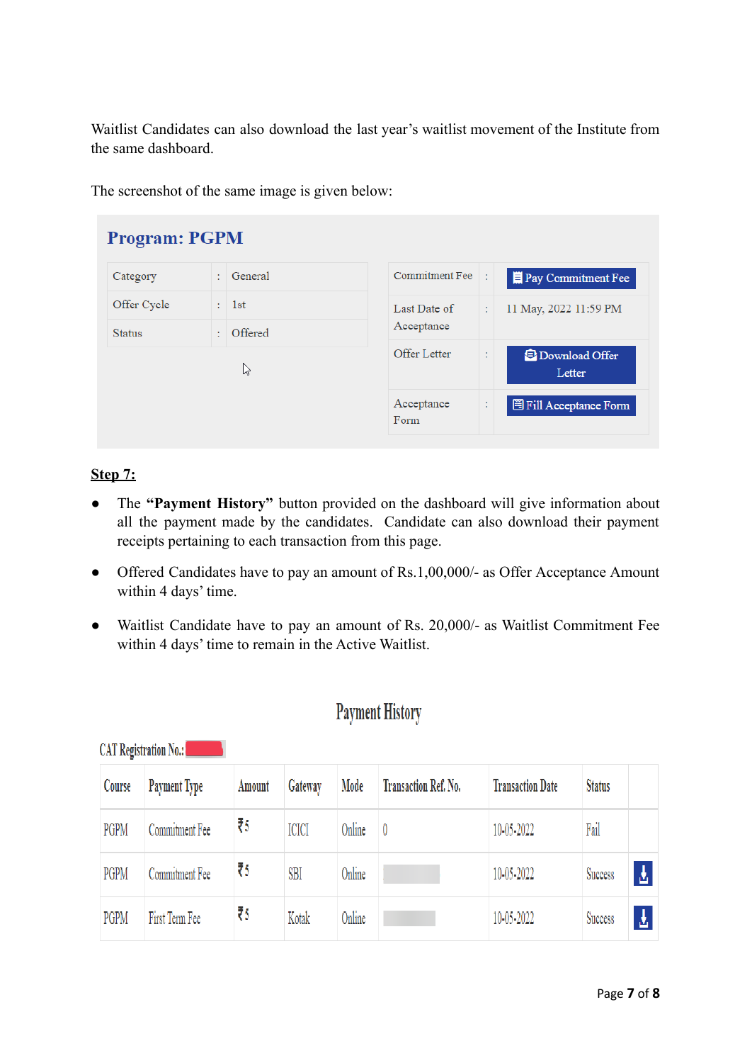Waitlist Candidates can also download the last year's waitlist movement of the Institute from the same dashboard.

The screenshot of the same image is given below:

**Program: PGPM**

| Category | : | General |
|---|---|---|
| Offer Cycle | : | 1st |
| Status | : | Offered |

| Commitment Fee | : | Pay Commitment Fee |
|---|---|---|
| Last Date of Acceptance | : | 11 May, 2022 11:59 PM |
| Offer Letter | : | Download Offer Letter |
| Acceptance Form | : | Fill Acceptance Form |

**Step 7:**

- The **"Payment History"** button provided on the dashboard will give information about all the payment made by the candidates. Candidate can also download their payment receipts pertaining to each transaction from this page.
- Offered Candidates have to pay an amount of Rs.1,00,000/- as Offer Acceptance Amount within 4 days' time.
- Waitlist Candidate have to pay an amount of Rs. 20,000/- as Waitlist Commitment Fee within 4 days' time to remain in the Active Waitlist.

## Payment History

CAT Registration No.:

| Course | Payment Type | Amount | Gateway | Mode | Transaction Ref. No. | Transaction Date | Status | |
|---|---|---|---|---|---|---|---|---|
| PGPM | Commitment Fee | ₹5 | ICICI | Online | 0 | 10-05-2022 | Fail | |
| PGPM | Commitment Fee | ₹5 | SBI | Online | | 10-05-2022 | Success | |
| PGPM | First Term Fee | ₹5 | Kotak | Online | | 10-05-2022 | Success | |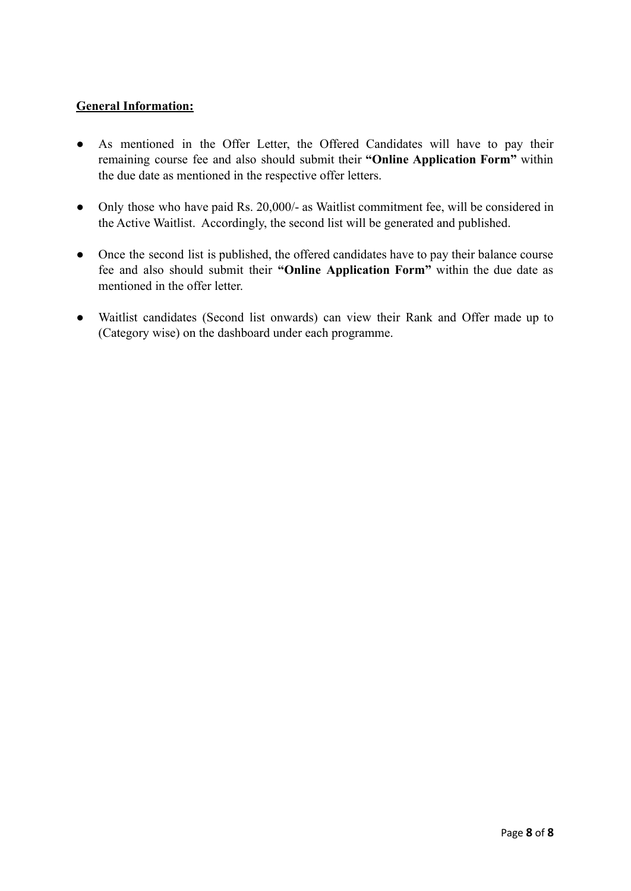**General Information:**

- As mentioned in the Offer Letter, the Offered Candidates will have to pay their remaining course fee and also should submit their **"Online Application Form"** within the due date as mentioned in the respective offer letters.
- Only those who have paid Rs. 20,000/- as Waitlist commitment fee, will be considered in the Active Waitlist. Accordingly, the second list will be generated and published.
- Once the second list is published, the offered candidates have to pay their balance course fee and also should submit their **"Online Application Form"** within the due date as mentioned in the offer letter.
- Waitlist candidates (Second list onwards) can view their Rank and Offer made up to (Category wise) on the dashboard under each programme.